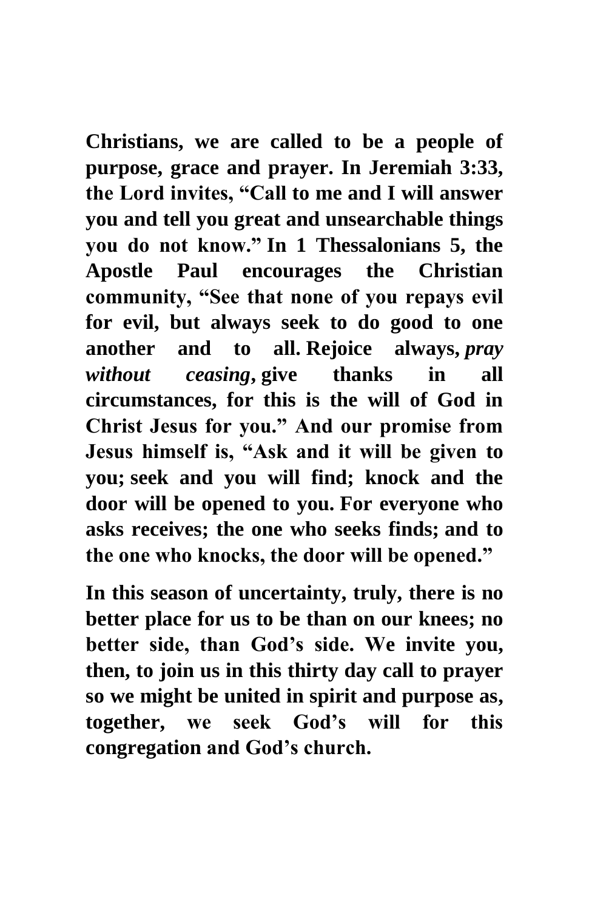**Christians, we are called to be a people of purpose, grace and prayer. In Jeremiah 3:33, the Lord invites, "Call to me and I will answer you and tell you great and unsearchable things you do not know." In 1 Thessalonians 5, the Apostle Paul encourages the Christian community, "See that none of you repays evil for evil, but always seek to do good to one another and to all. Rejoice always, *pray without ceasing*, give thanks in all circumstances, for this is the will of God in Christ Jesus for you." And our promise from Jesus himself is, "Ask and it will be given to you; seek and you will find; knock and the door will be opened to you. For everyone who asks receives; the one who seeks finds; and to the one who knocks, the door will be opened."**

**In this season of uncertainty, truly, there is no better place for us to be than on our knees; no better side, than God's side. We invite you, then, to join us in this thirty day call to prayer so we might be united in spirit and purpose as, together, we seek God's will for this congregation and God's church.**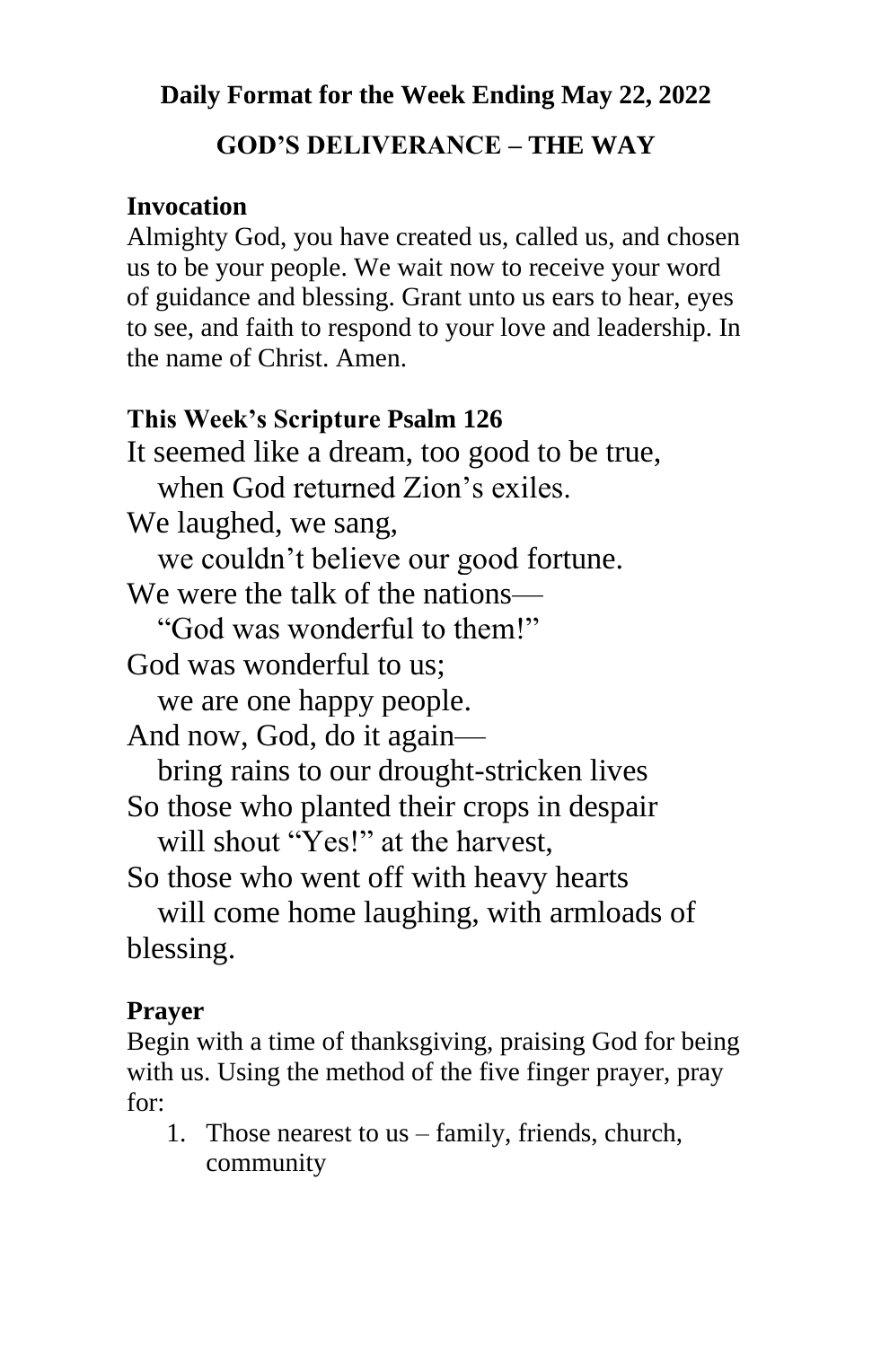**Daily Format for the Week Ending May 22, 2022**

**GOD'S DELIVERANCE – THE WAY**

**Invocation**

Almighty God, you have created us, called us, and chosen us to be your people. We wait now to receive your word of guidance and blessing. Grant unto us ears to hear, eyes to see, and faith to respond to your love and leadership. In the name of Christ. Amen.

**This Week's Scripture Psalm 126**

It seemed like a dream, too good to be true,
when God returned Zion's exiles.
We laughed, we sang,
we couldn't believe our good fortune.
We were the talk of the nations—
"God was wonderful to them!"
God was wonderful to us;
we are one happy people.
And now, God, do it again—
bring rains to our drought-stricken lives
So those who planted their crops in despair
will shout "Yes!" at the harvest,
So those who went off with heavy hearts
will come home laughing, with armloads of blessing.

**Prayer**

Begin with a time of thanksgiving, praising God for being with us. Using the method of the five finger prayer, pray for:

1. Those nearest to us – family, friends, church, community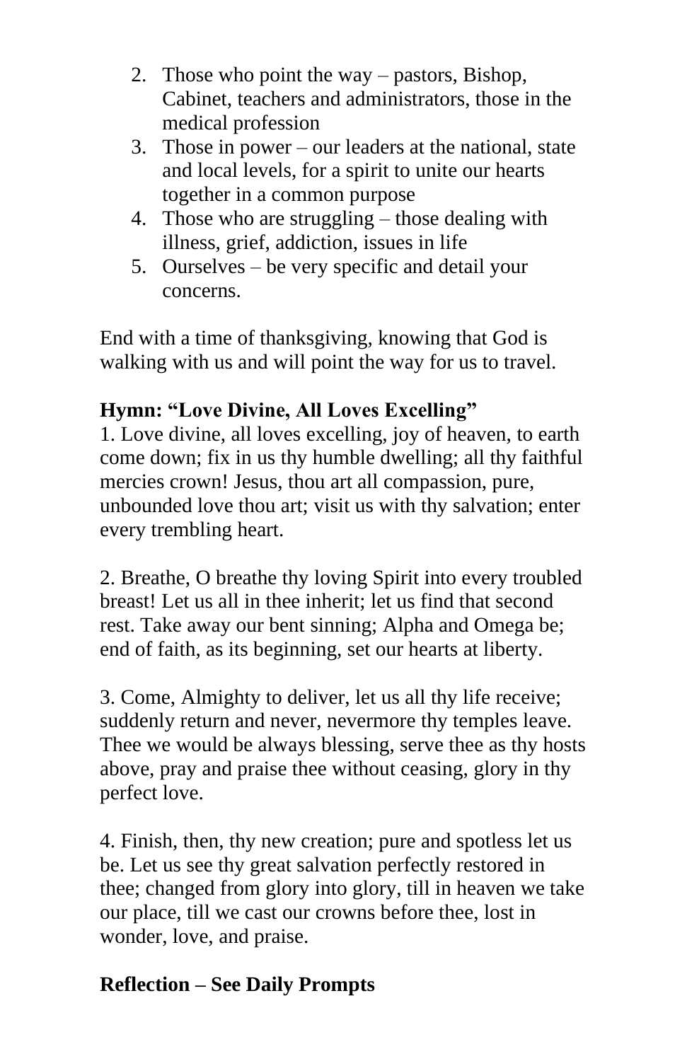2. Those who point the way – pastors, Bishop, Cabinet, teachers and administrators, those in the medical profession
3. Those in power – our leaders at the national, state and local levels, for a spirit to unite our hearts together in a common purpose
4. Those who are struggling – those dealing with illness, grief, addiction, issues in life
5. Ourselves – be very specific and detail your concerns.

End with a time of thanksgiving, knowing that God is walking with us and will point the way for us to travel.

**Hymn: "Love Divine, All Loves Excelling"**

1. Love divine, all loves excelling, joy of heaven, to earth come down; fix in us thy humble dwelling; all thy faithful mercies crown! Jesus, thou art all compassion, pure, unbounded love thou art; visit us with thy salvation; enter every trembling heart.

2. Breathe, O breathe thy loving Spirit into every troubled breast! Let us all in thee inherit; let us find that second rest. Take away our bent sinning; Alpha and Omega be; end of faith, as its beginning, set our hearts at liberty.

3. Come, Almighty to deliver, let us all thy life receive; suddenly return and never, nevermore thy temples leave. Thee we would be always blessing, serve thee as thy hosts above, pray and praise thee without ceasing, glory in thy perfect love.

4. Finish, then, thy new creation; pure and spotless let us be. Let us see thy great salvation perfectly restored in thee; changed from glory into glory, till in heaven we take our place, till we cast our crowns before thee, lost in wonder, love, and praise.

**Reflection – See Daily Prompts**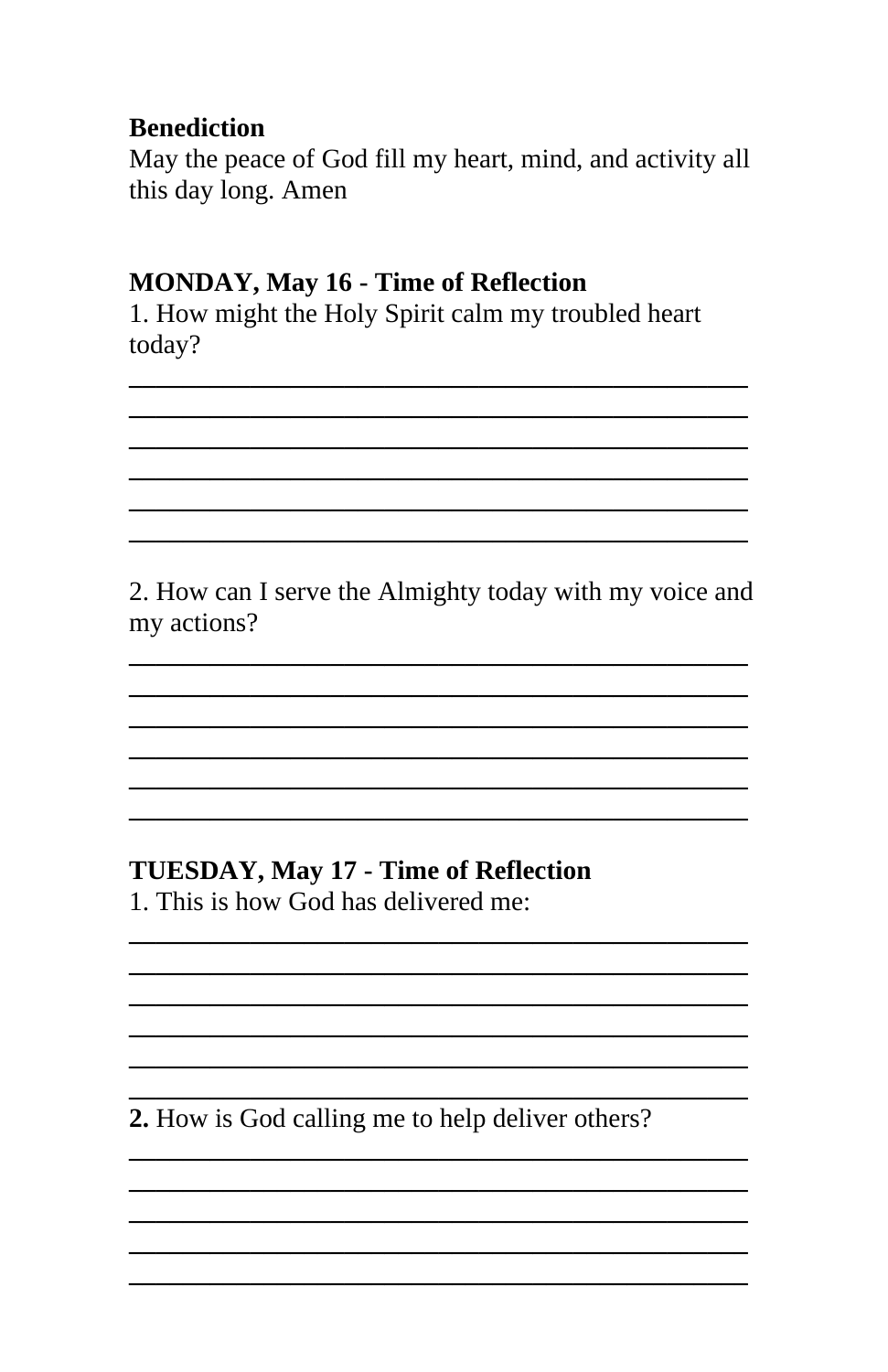**Benediction**
May the peace of God fill my heart, mind, and activity all this day long. Amen

**MONDAY, May 16 - Time of Reflection**

1. How might the Holy Spirit calm my troubled heart today?

______________________________________________
______________________________________________
______________________________________________
______________________________________________
______________________________________________
______________________________________________

2. How can I serve the Almighty today with my voice and my actions?

______________________________________________
______________________________________________
______________________________________________
______________________________________________
______________________________________________
______________________________________________

**TUESDAY, May 17 - Time of Reflection**

1. This is how God has delivered me:

______________________________________________
______________________________________________
______________________________________________
______________________________________________
______________________________________________
______________________________________________

**2.** How is God calling me to help deliver others?

______________________________________________
______________________________________________
______________________________________________
______________________________________________
______________________________________________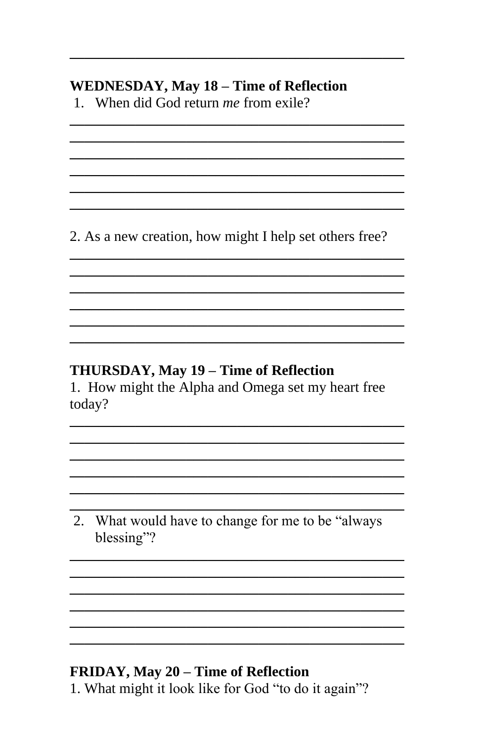**WEDNESDAY, May 18 – Time of Reflection**

1. When did God return *me* from exile?

2. As a new creation, how might I help set others free?

**THURSDAY, May 19 – Time of Reflection**

1. How might the Alpha and Omega set my heart free today?

2. What would have to change for me to be "always blessing"?

**FRIDAY, May 20 – Time of Reflection**

1. What might it look like for God "to do it again"?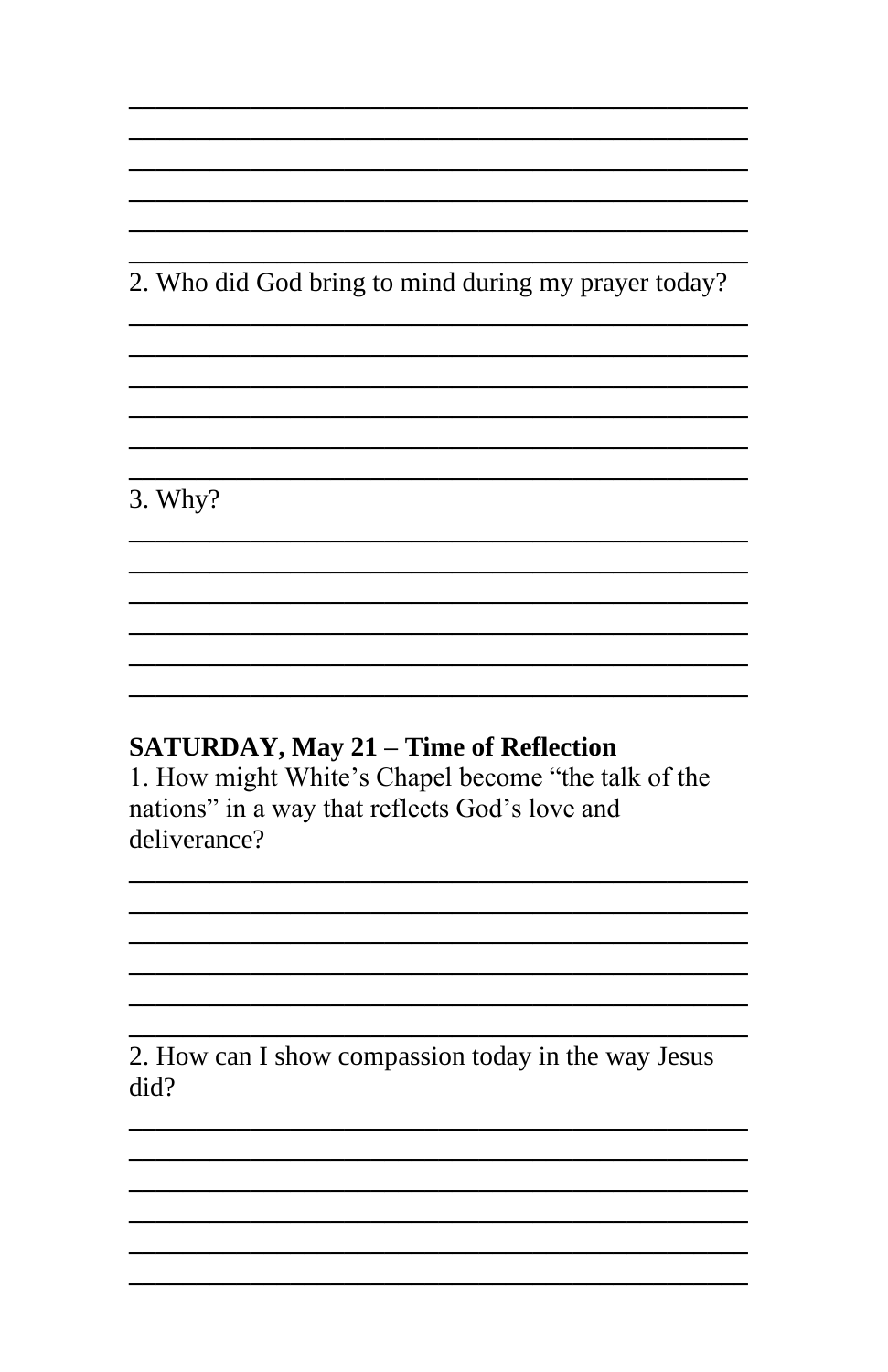2. Who did God bring to mind during my prayer today?

3. Why?

**SATURDAY, May 21 – Time of Reflection**

1. How might White's Chapel become "the talk of the nations" in a way that reflects God's love and deliverance?

2. How can I show compassion today in the way Jesus did?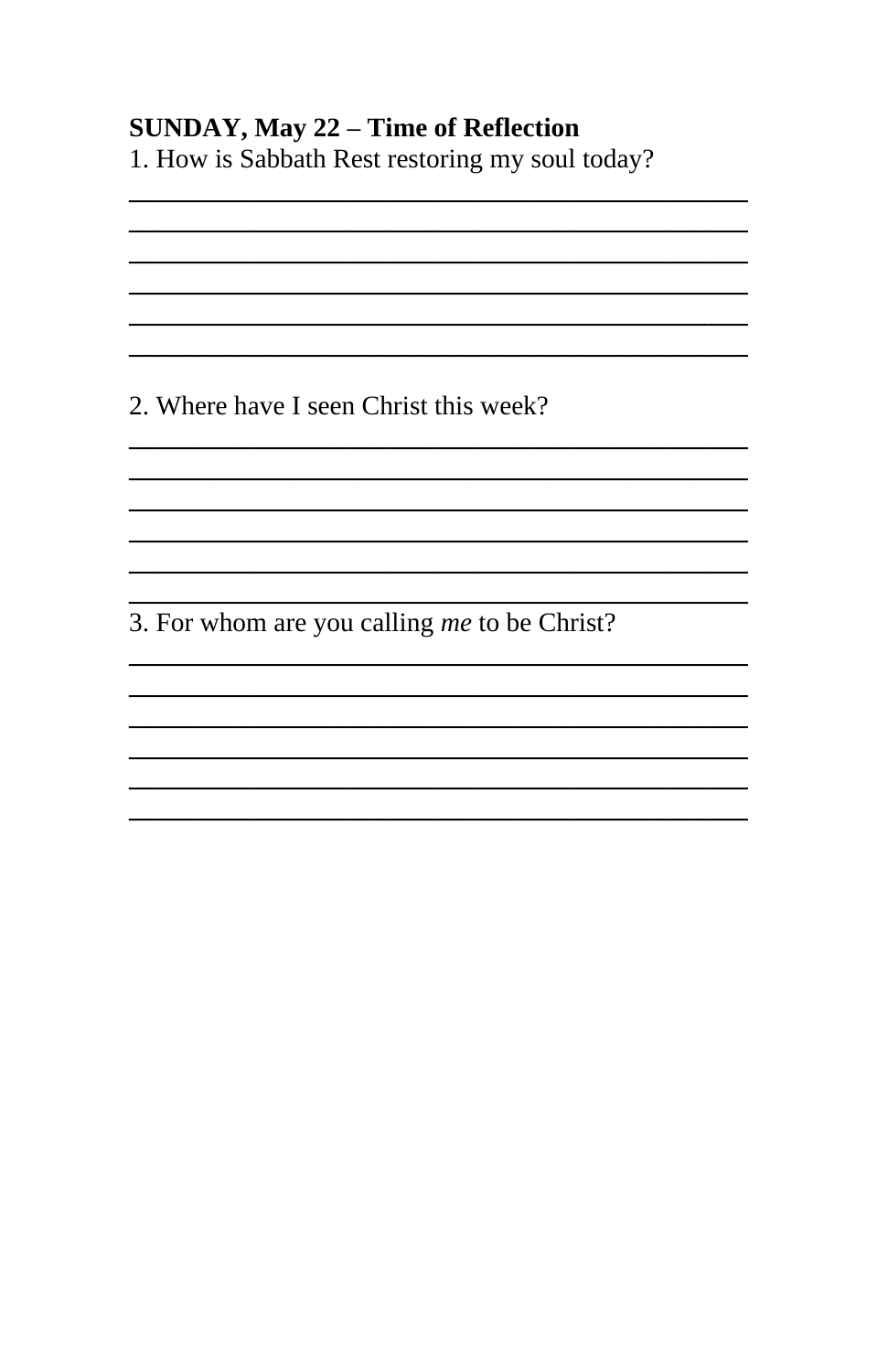**SUNDAY, May 22 – Time of Reflection**

1. How is Sabbath Rest restoring my soul today?

______________________________________________
______________________________________________
______________________________________________
______________________________________________
______________________________________________
______________________________________________

2. Where have I seen Christ this week?

______________________________________________
______________________________________________
______________________________________________
______________________________________________
______________________________________________
______________________________________________

3. For whom are you calling *me* to be Christ?

______________________________________________
______________________________________________
______________________________________________
______________________________________________
______________________________________________
______________________________________________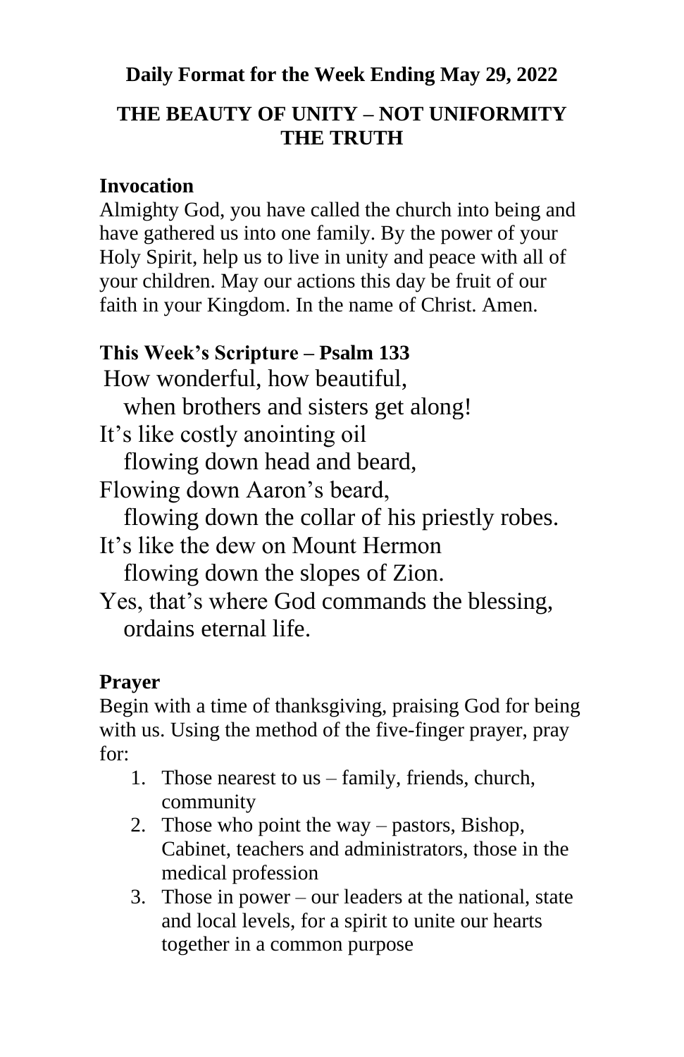**Daily Format for the Week Ending May 29, 2022**

**THE BEAUTY OF UNITY – NOT UNIFORMITY THE TRUTH**

**Invocation**

Almighty God, you have called the church into being and have gathered us into one family. By the power of your Holy Spirit, help us to live in unity and peace with all of your children. May our actions this day be fruit of our faith in your Kingdom. In the name of Christ. Amen.

**This Week's Scripture – Psalm 133**

How wonderful, how beautiful,
when brothers and sisters get along!
It's like costly anointing oil
flowing down head and beard,
Flowing down Aaron's beard,
flowing down the collar of his priestly robes.
It's like the dew on Mount Hermon
flowing down the slopes of Zion.
Yes, that's where God commands the blessing,
ordains eternal life.

**Prayer**

Begin with a time of thanksgiving, praising God for being with us. Using the method of the five-finger prayer, pray for:

1. Those nearest to us – family, friends, church, community
2. Those who point the way – pastors, Bishop, Cabinet, teachers and administrators, those in the medical profession
3. Those in power – our leaders at the national, state and local levels, for a spirit to unite our hearts together in a common purpose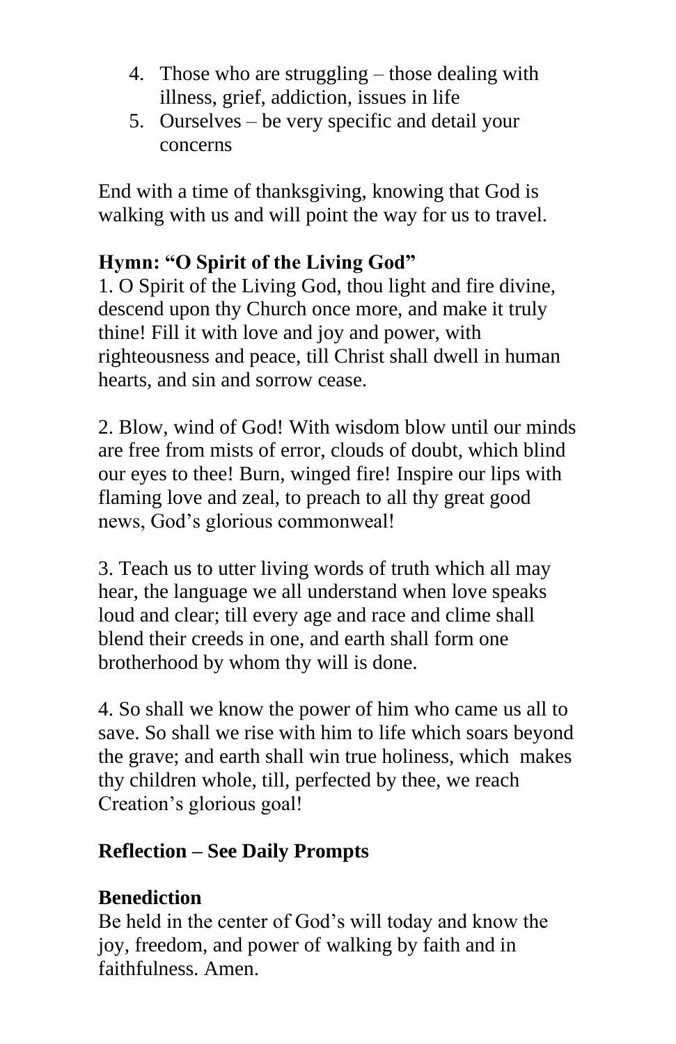4. Those who are struggling – those dealing with illness, grief, addiction, issues in life
5. Ourselves – be very specific and detail your concerns

End with a time of thanksgiving, knowing that God is walking with us and will point the way for us to travel.

**Hymn: "O Spirit of the Living God"**

1. O Spirit of the Living God, thou light and fire divine, descend upon thy Church once more, and make it truly thine! Fill it with love and joy and power, with righteousness and peace, till Christ shall dwell in human hearts, and sin and sorrow cease.

2. Blow, wind of God! With wisdom blow until our minds are free from mists of error, clouds of doubt, which blind our eyes to thee! Burn, winged fire! Inspire our lips with flaming love and zeal, to preach to all thy great good news, God's glorious commonweal!

3. Teach us to utter living words of truth which all may hear, the language we all understand when love speaks loud and clear; till every age and race and clime shall blend their creeds in one, and earth shall form one brotherhood by whom thy will is done.

4. So shall we know the power of him who came us all to save. So shall we rise with him to life which soars beyond the grave; and earth shall win true holiness, which makes thy children whole, till, perfected by thee, we reach Creation's glorious goal!

**Reflection – See Daily Prompts**

**Benediction**

Be held in the center of God's will today and know the joy, freedom, and power of walking by faith and in faithfulness. Amen.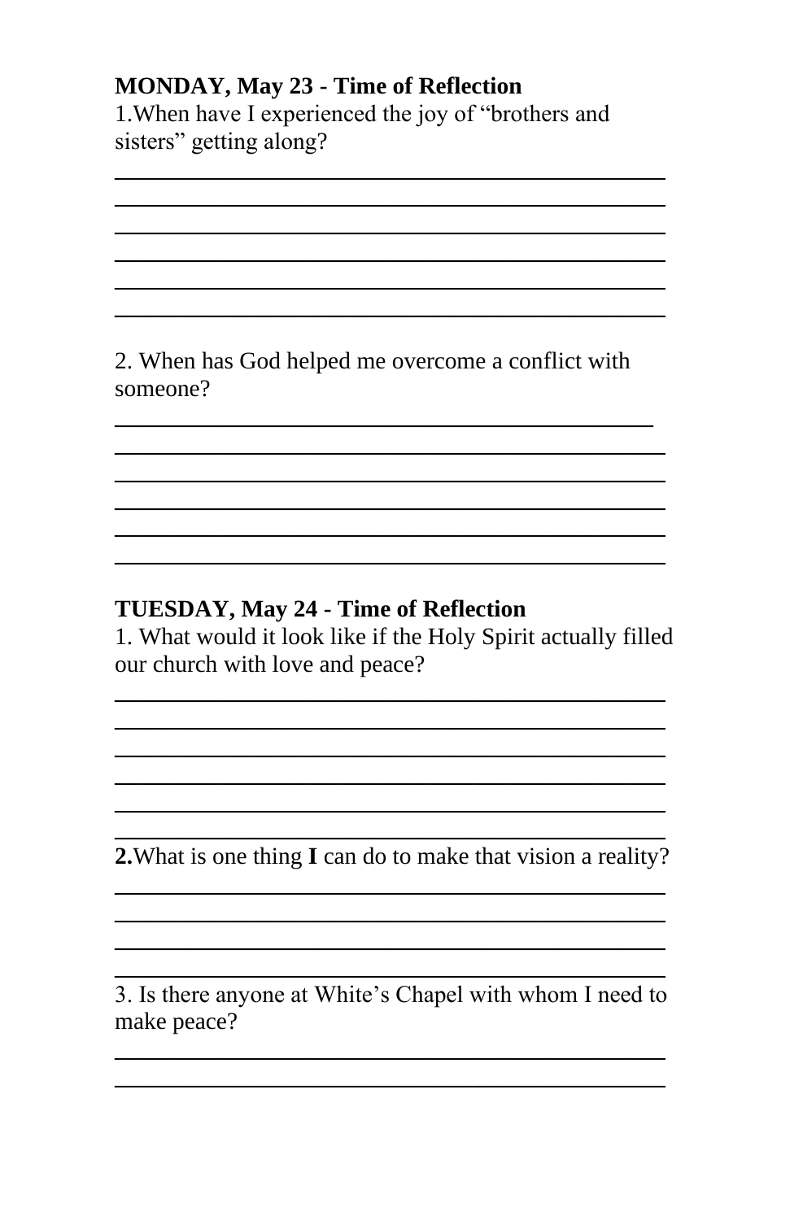**MONDAY, May 23 - Time of Reflection**

1.When have I experienced the joy of "brothers and sisters" getting along?

______________________________________________
______________________________________________
______________________________________________
______________________________________________
______________________________________________
______________________________________________

2. When has God helped me overcome a conflict with someone?

______________________________________________
______________________________________________
______________________________________________
______________________________________________
______________________________________________
______________________________________________

**TUESDAY, May 24 - Time of Reflection**

1. What would it look like if the Holy Spirit actually filled our church with love and peace?

______________________________________________
______________________________________________
______________________________________________
______________________________________________
______________________________________________
______________________________________________

**2.**What is one thing **I** can do to make that vision a reality?

______________________________________________
______________________________________________
______________________________________________
______________________________________________

3. Is there anyone at White's Chapel with whom I need to make peace?

______________________________________________
______________________________________________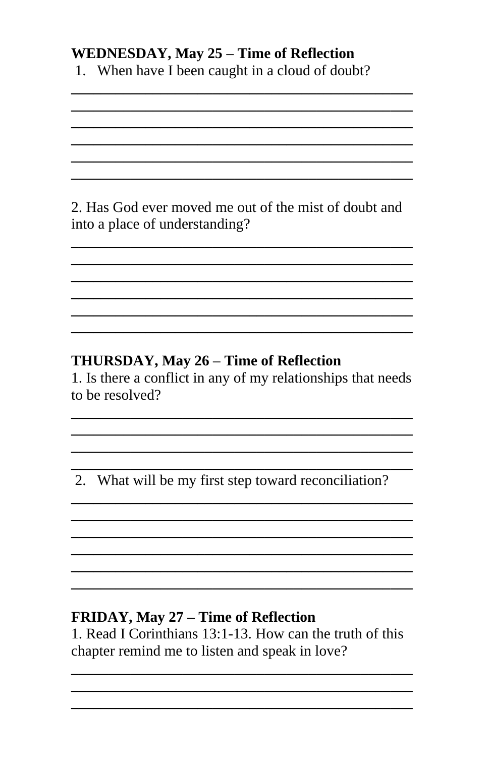**WEDNESDAY, May 25 – Time of Reflection**

1. When have I been caught in a cloud of doubt?

______________________________________________
______________________________________________
______________________________________________
______________________________________________
______________________________________________
______________________________________________

2. Has God ever moved me out of the mist of doubt and into a place of understanding?

______________________________________________
______________________________________________
______________________________________________
______________________________________________
______________________________________________
______________________________________________

**THURSDAY, May 26 – Time of Reflection**

1. Is there a conflict in any of my relationships that needs to be resolved?

______________________________________________
______________________________________________
______________________________________________
______________________________________________

2. What will be my first step toward reconciliation?

______________________________________________
______________________________________________
______________________________________________
______________________________________________
______________________________________________
______________________________________________

**FRIDAY, May 27 – Time of Reflection**

1. Read I Corinthians 13:1-13. How can the truth of this chapter remind me to listen and speak in love?

______________________________________________
______________________________________________
______________________________________________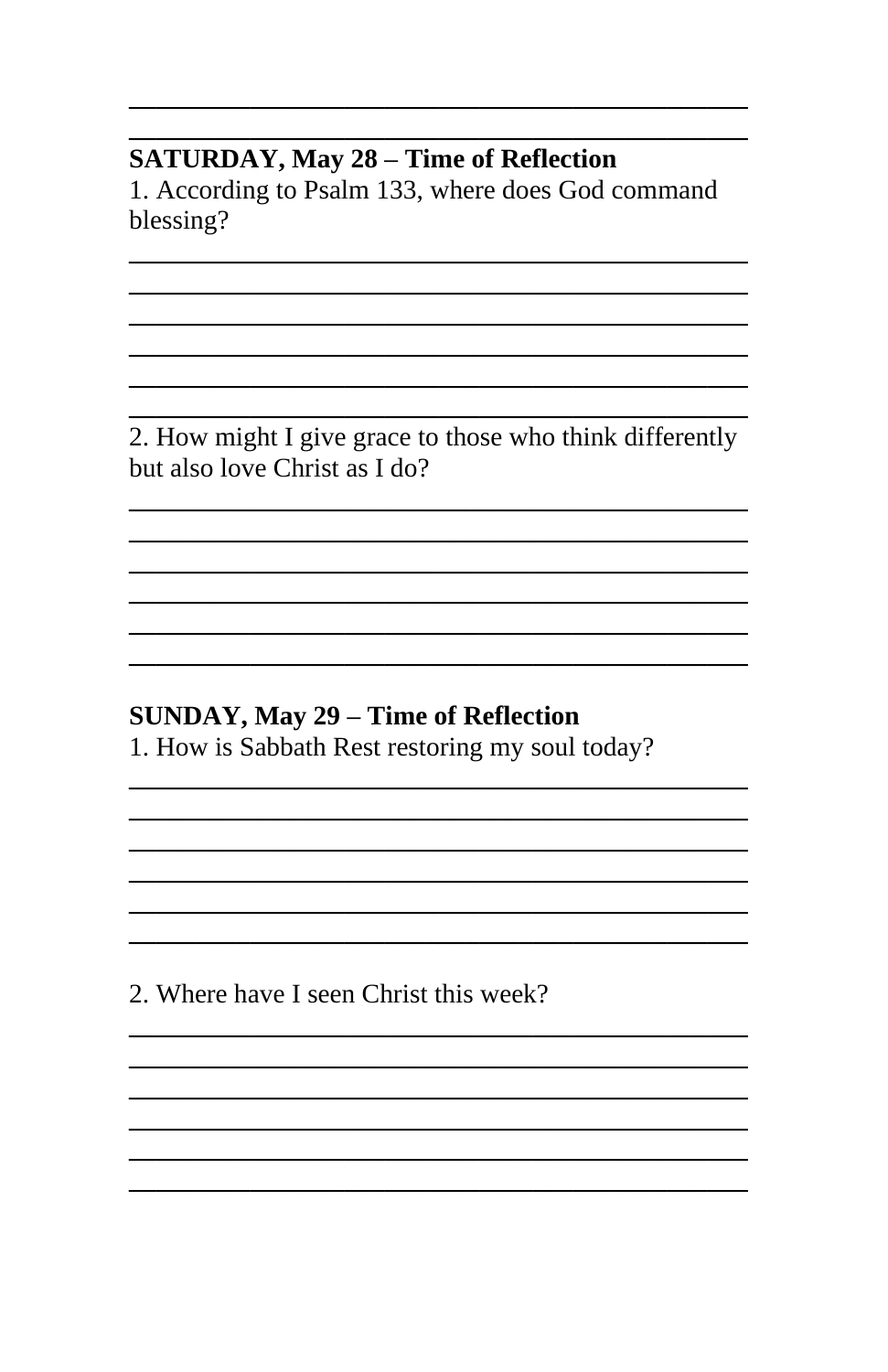**SATURDAY, May 28 – Time of Reflection**

1. According to Psalm 133, where does God command blessing?

2. How might I give grace to those who think differently but also love Christ as I do?

**SUNDAY, May 29 – Time of Reflection**

1. How is Sabbath Rest restoring my soul today?

2. Where have I seen Christ this week?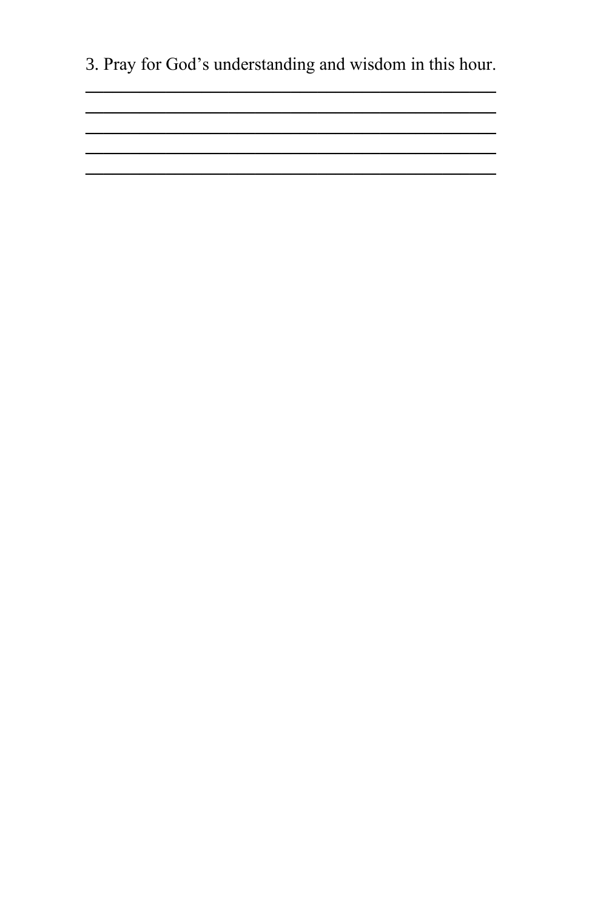3. Pray for God’s understanding and wisdom in this hour.

\_\_\_\_\_\_\_\_\_\_\_\_\_\_\_\_\_\_\_\_\_\_\_\_\_\_\_\_\_\_\_\_\_\_\_\_\_\_\_\_\_\_\_\_

\_\_\_\_\_\_\_\_\_\_\_\_\_\_\_\_\_\_\_\_\_\_\_\_\_\_\_\_\_\_\_\_\_\_\_\_\_\_\_\_\_\_\_\_

\_\_\_\_\_\_\_\_\_\_\_\_\_\_\_\_\_\_\_\_\_\_\_\_\_\_\_\_\_\_\_\_\_\_\_\_\_\_\_\_\_\_\_\_

\_\_\_\_\_\_\_\_\_\_\_\_\_\_\_\_\_\_\_\_\_\_\_\_\_\_\_\_\_\_\_\_\_\_\_\_\_\_\_\_\_\_\_\_

\_\_\_\_\_\_\_\_\_\_\_\_\_\_\_\_\_\_\_\_\_\_\_\_\_\_\_\_\_\_\_\_\_\_\_\_\_\_\_\_\_\_\_\_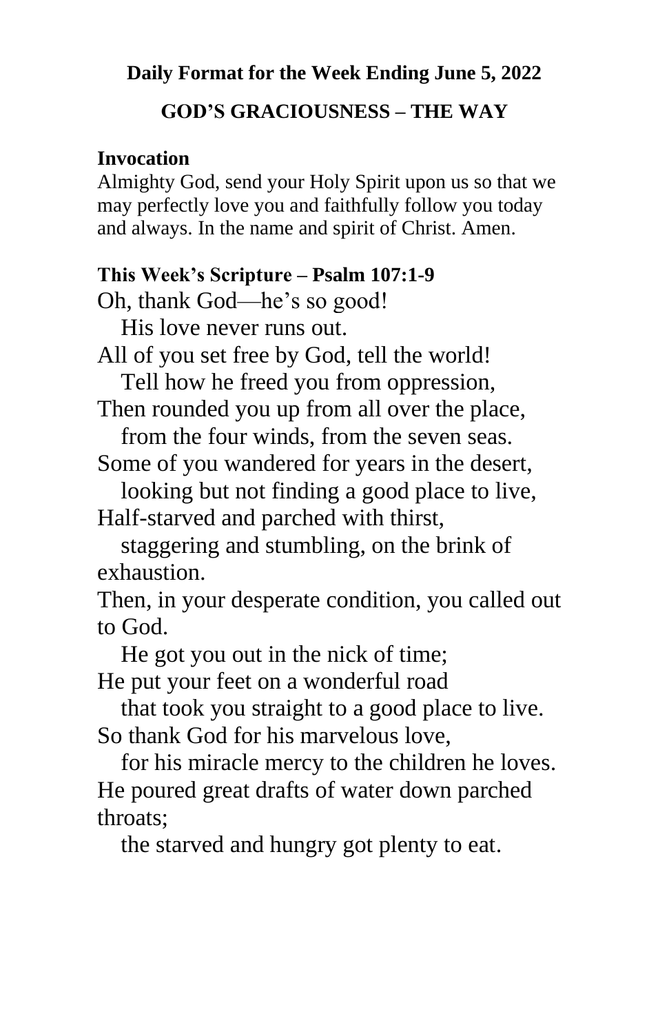**Daily Format for the Week Ending June 5, 2022**

**GOD'S GRACIOUSNESS – THE WAY**

**Invocation**

Almighty God, send your Holy Spirit upon us so that we may perfectly love you and faithfully follow you today and always. In the name and spirit of Christ. Amen.

**This Week's Scripture – Psalm 107:1-9**

Oh, thank God—he's so good!
His love never runs out.
All of you set free by God, tell the world!
Tell how he freed you from oppression,
Then rounded you up from all over the place,
from the four winds, from the seven seas.
Some of you wandered for years in the desert,
looking but not finding a good place to live,
Half-starved and parched with thirst,
staggering and stumbling, on the brink of exhaustion.
Then, in your desperate condition, you called out to God.
He got you out in the nick of time;
He put your feet on a wonderful road
that took you straight to a good place to live.
So thank God for his marvelous love,
for his miracle mercy to the children he loves.
He poured great drafts of water down parched throats;
the starved and hungry got plenty to eat.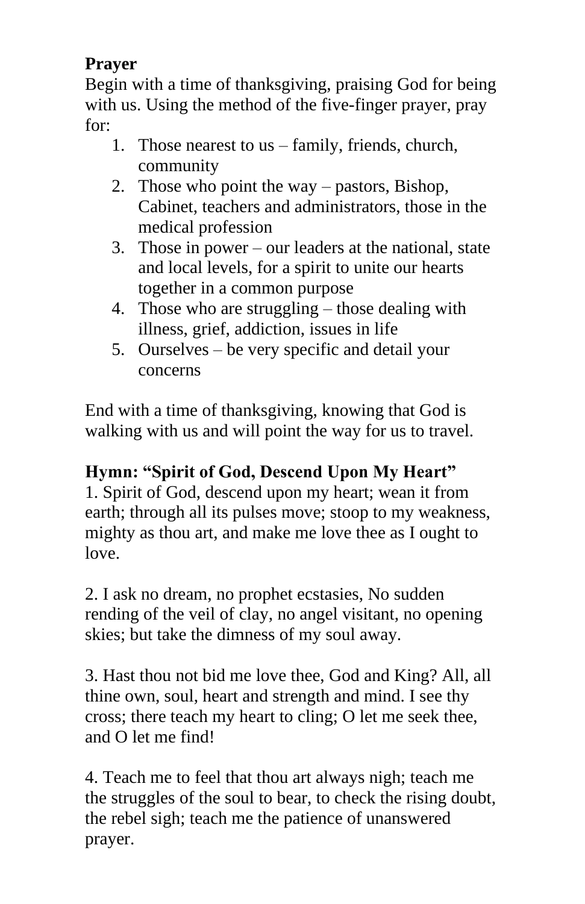**Prayer**

Begin with a time of thanksgiving, praising God for being with us. Using the method of the five-finger prayer, pray for:

1. Those nearest to us – family, friends, church, community
2. Those who point the way – pastors, Bishop, Cabinet, teachers and administrators, those in the medical profession
3. Those in power – our leaders at the national, state and local levels, for a spirit to unite our hearts together in a common purpose
4. Those who are struggling – those dealing with illness, grief, addiction, issues in life
5. Ourselves – be very specific and detail your concerns

End with a time of thanksgiving, knowing that God is walking with us and will point the way for us to travel.

**Hymn: "Spirit of God, Descend Upon My Heart"**

1. Spirit of God, descend upon my heart; wean it from earth; through all its pulses move; stoop to my weakness, mighty as thou art, and make me love thee as I ought to love.

2. I ask no dream, no prophet ecstasies, No sudden rending of the veil of clay, no angel visitant, no opening skies; but take the dimness of my soul away.

3. Hast thou not bid me love thee, God and King? All, all thine own, soul, heart and strength and mind. I see thy cross; there teach my heart to cling; O let me seek thee, and O let me find!

4. Teach me to feel that thou art always nigh; teach me the struggles of the soul to bear, to check the rising doubt, the rebel sigh; teach me the patience of unanswered prayer.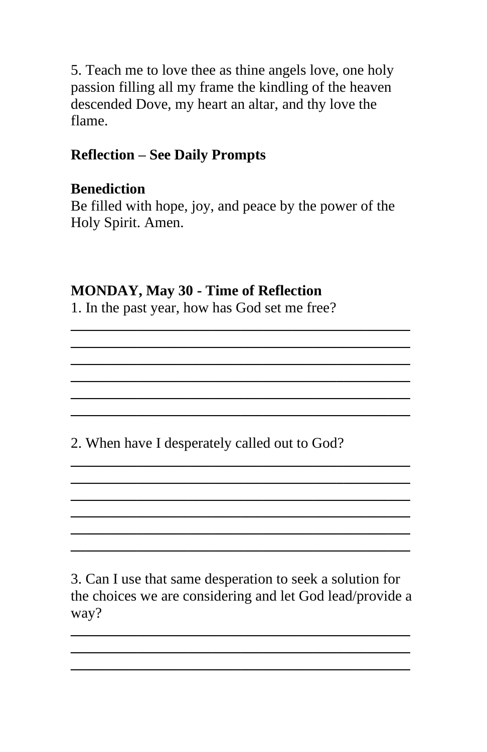5. Teach me to love thee as thine angels love, one holy passion filling all my frame the kindling of the heaven descended Dove, my heart an altar, and thy love the flame.

**Reflection – See Daily Prompts**

**Benediction**
Be filled with hope, joy, and peace by the power of the Holy Spirit. Amen.

**MONDAY, May 30 - Time of Reflection**

1. In the past year, how has God set me free?

_____________________________________________
_____________________________________________
_____________________________________________
_____________________________________________
_____________________________________________
_____________________________________________

2. When have I desperately called out to God?

_____________________________________________
_____________________________________________
_____________________________________________
_____________________________________________
_____________________________________________
_____________________________________________

3. Can I use that same desperation to seek a solution for the choices we are considering and let God lead/provide a way?

_____________________________________________
_____________________________________________
_____________________________________________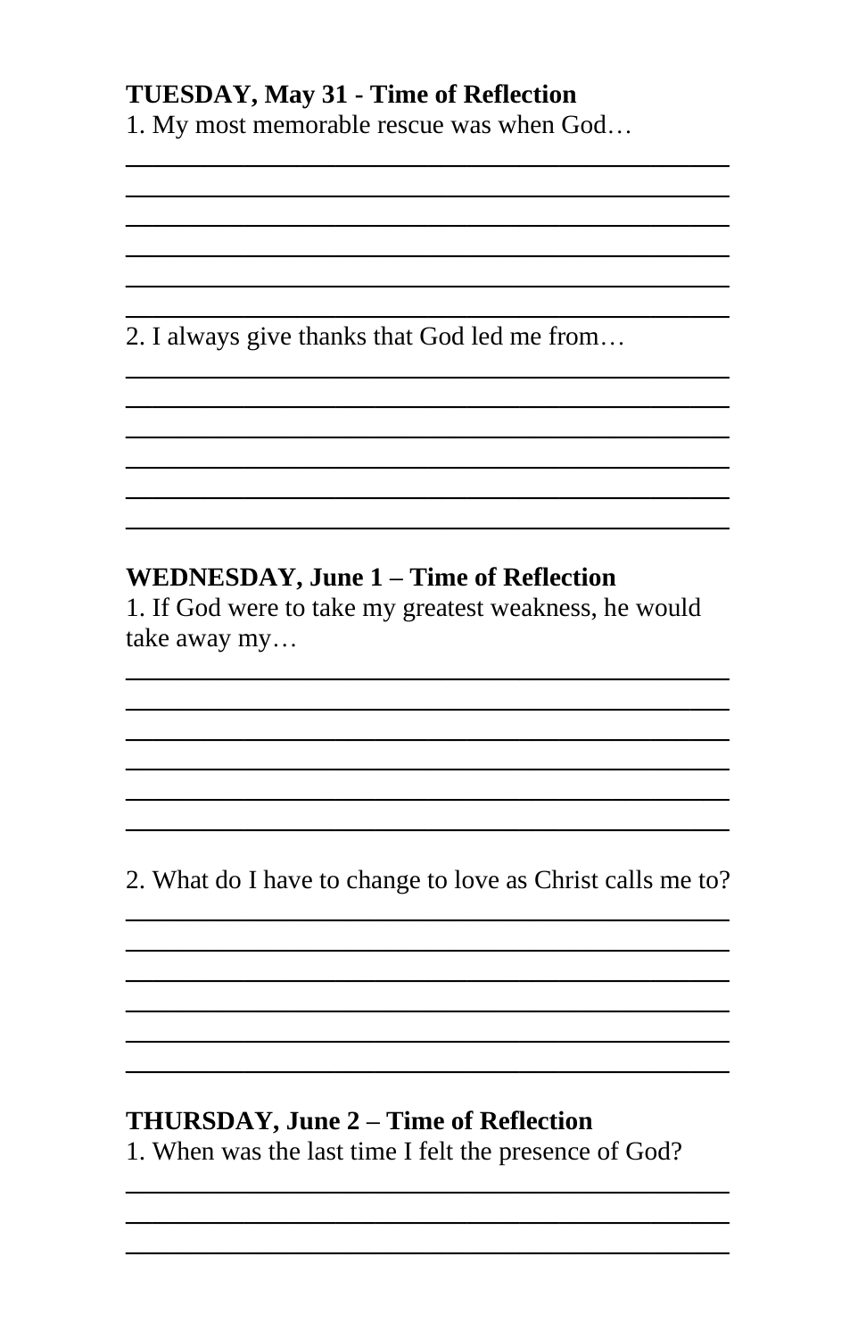**TUESDAY, May 31 - Time of Reflection**

1. My most memorable rescue was when God…

______________________________________________

______________________________________________

______________________________________________

______________________________________________

______________________________________________

______________________________________________

2. I always give thanks that God led me from…

______________________________________________

______________________________________________

______________________________________________

______________________________________________

______________________________________________

______________________________________________

**WEDNESDAY, June 1 – Time of Reflection**

1. If God were to take my greatest weakness, he would take away my…

______________________________________________

______________________________________________

______________________________________________

______________________________________________

______________________________________________

______________________________________________

2. What do I have to change to love as Christ calls me to?

______________________________________________

______________________________________________

______________________________________________

______________________________________________

______________________________________________

______________________________________________

**THURSDAY, June 2 – Time of Reflection**

1. When was the last time I felt the presence of God?

______________________________________________

______________________________________________

______________________________________________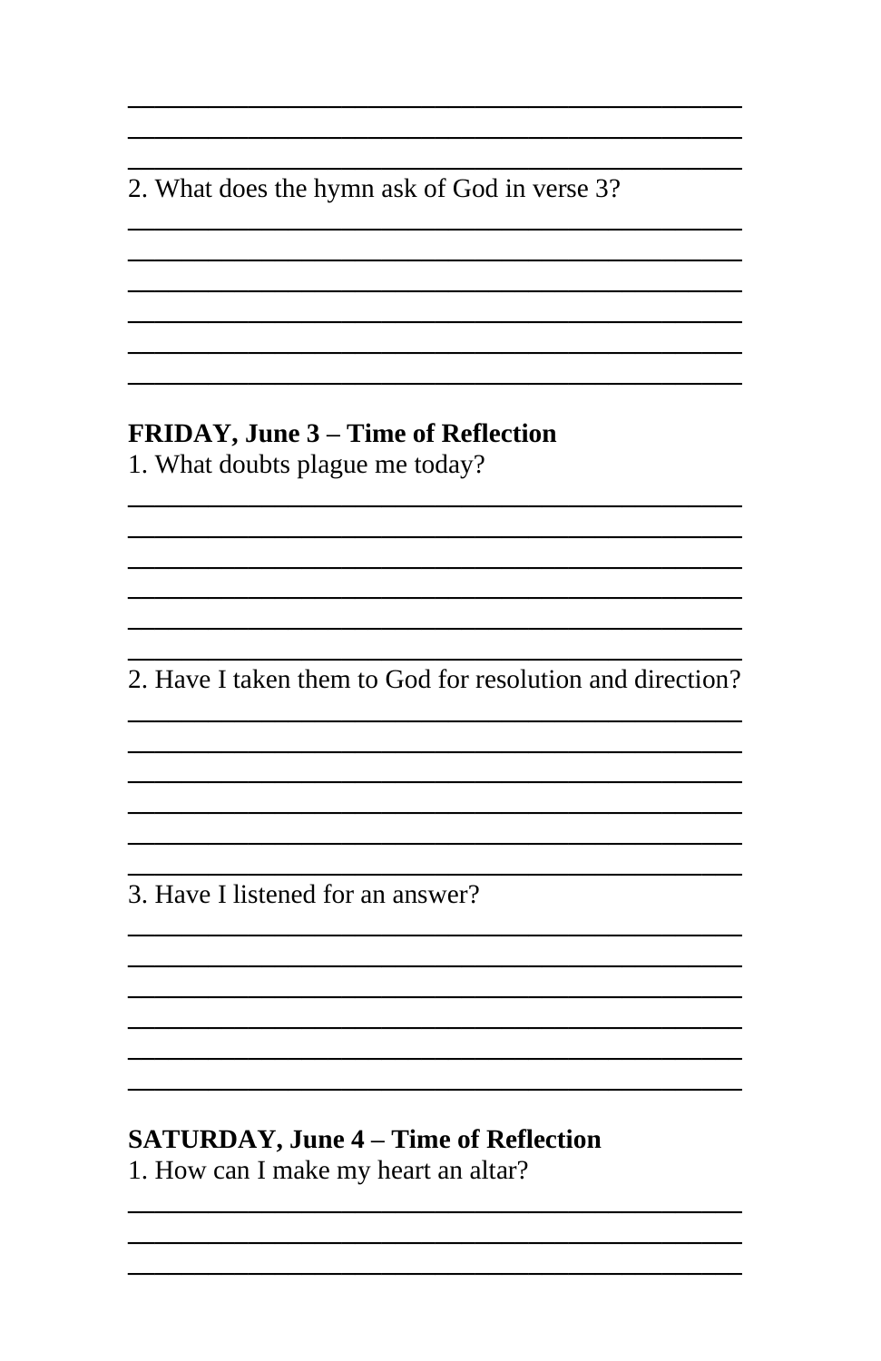2. What does the hymn ask of God in verse 3?

**FRIDAY, June 3 – Time of Reflection**

1. What doubts plague me today?

2. Have I taken them to God for resolution and direction?

3. Have I listened for an answer?

**SATURDAY, June 4 – Time of Reflection**

1. How can I make my heart an altar?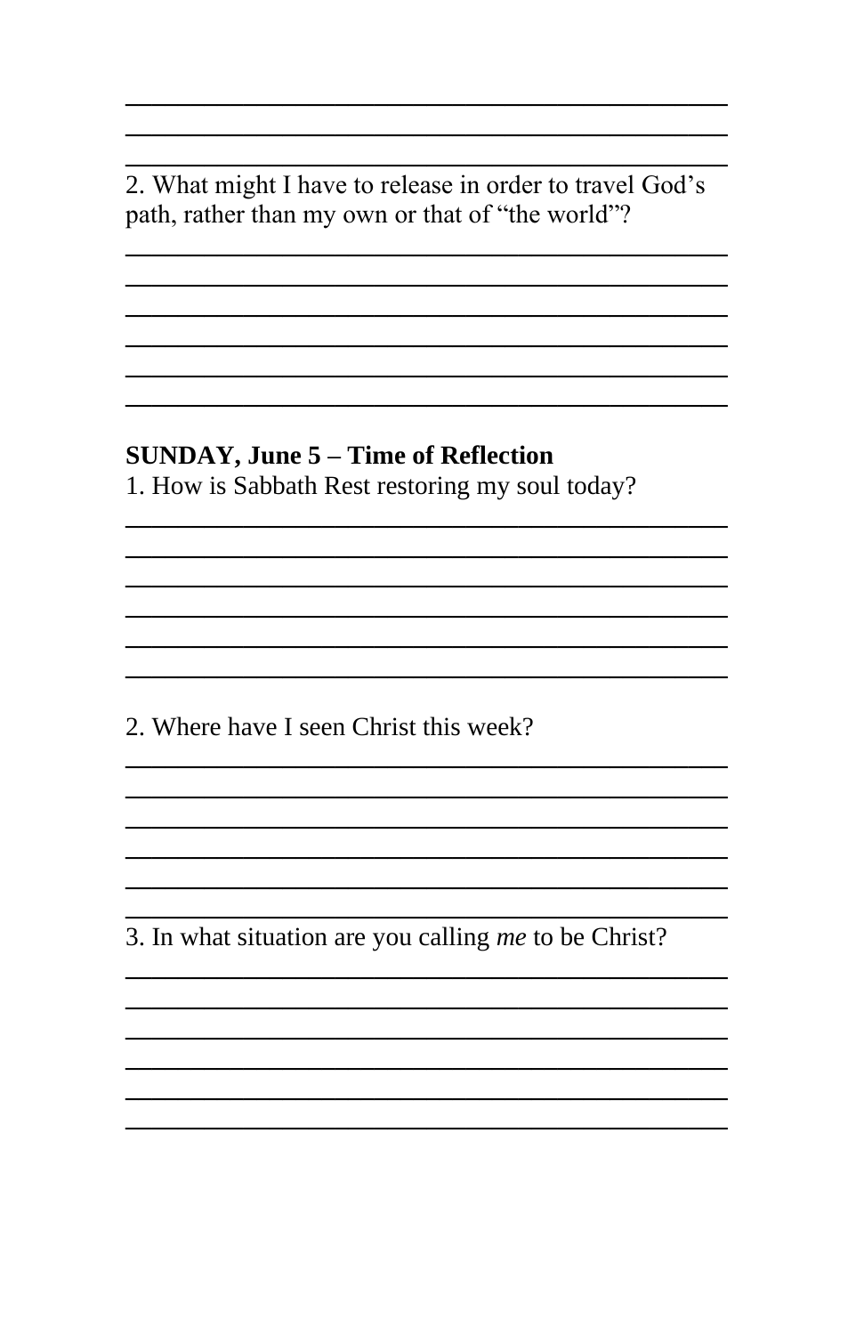2. What might I have to release in order to travel God's path, rather than my own or that of "the world"?

**SUNDAY, June 5 – Time of Reflection**

1. How is Sabbath Rest restoring my soul today?

2. Where have I seen Christ this week?

3. In what situation are you calling *me* to be Christ?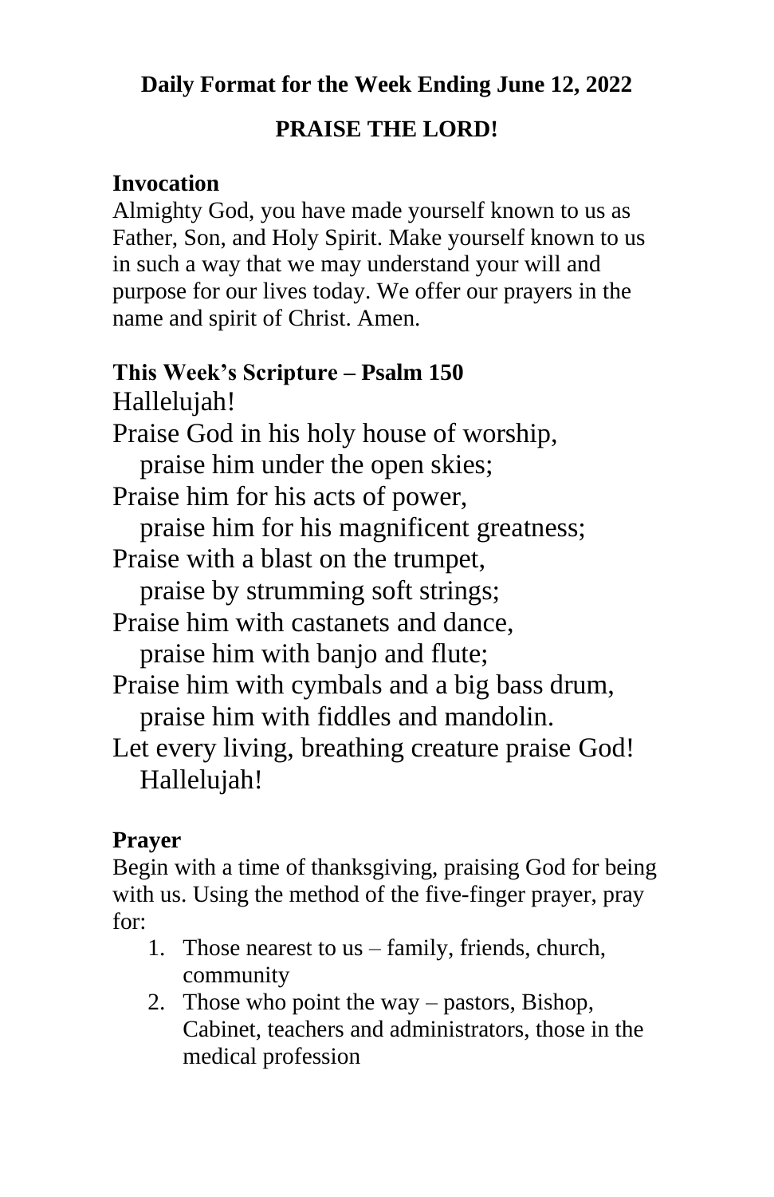**Daily Format for the Week Ending June 12, 2022**

**PRAISE THE LORD!**

**Invocation**

Almighty God, you have made yourself known to us as Father, Son, and Holy Spirit. Make yourself known to us in such a way that we may understand your will and purpose for our lives today. We offer our prayers in the name and spirit of Christ. Amen.

**This Week's Scripture – Psalm 150**

Hallelujah!
Praise God in his holy house of worship,
  praise him under the open skies;
Praise him for his acts of power,
  praise him for his magnificent greatness;
Praise with a blast on the trumpet,
  praise by strumming soft strings;
Praise him with castanets and dance,
  praise him with banjo and flute;
Praise him with cymbals and a big bass drum,
  praise him with fiddles and mandolin.
Let every living, breathing creature praise God!
  Hallelujah!

**Prayer**

Begin with a time of thanksgiving, praising God for being with us. Using the method of the five-finger prayer, pray for:

1. Those nearest to us – family, friends, church, community
2. Those who point the way – pastors, Bishop, Cabinet, teachers and administrators, those in the medical profession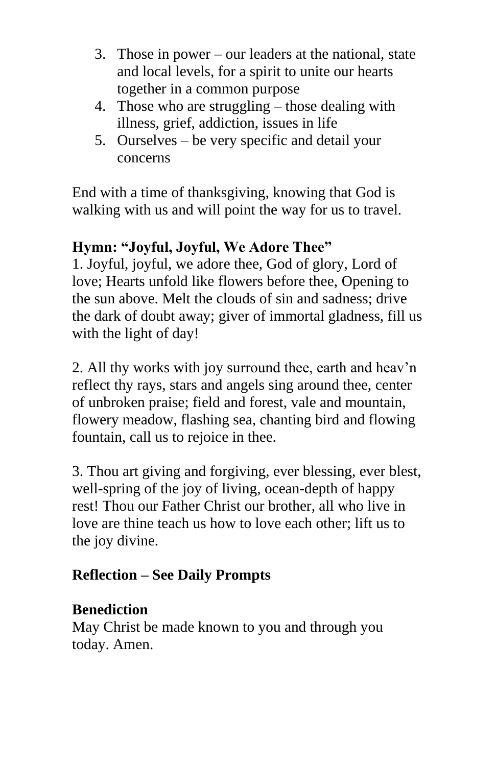3. Those in power – our leaders at the national, state and local levels, for a spirit to unite our hearts together in a common purpose
4. Those who are struggling – those dealing with illness, grief, addiction, issues in life
5. Ourselves – be very specific and detail your concerns

End with a time of thanksgiving, knowing that God is walking with us and will point the way for us to travel.

**Hymn: "Joyful, Joyful, We Adore Thee"**

1. Joyful, joyful, we adore thee, God of glory, Lord of love; Hearts unfold like flowers before thee, Opening to the sun above. Melt the clouds of sin and sadness; drive the dark of doubt away; giver of immortal gladness, fill us with the light of day!

2. All thy works with joy surround thee, earth and heav'n reflect thy rays, stars and angels sing around thee, center of unbroken praise; field and forest, vale and mountain, flowery meadow, flashing sea, chanting bird and flowing fountain, call us to rejoice in thee.

3. Thou art giving and forgiving, ever blessing, ever blest, well-spring of the joy of living, ocean-depth of happy rest! Thou our Father Christ our brother, all who live in love are thine teach us how to love each other; lift us to the joy divine.

**Reflection – See Daily Prompts**

**Benediction**

May Christ be made known to you and through you today. Amen.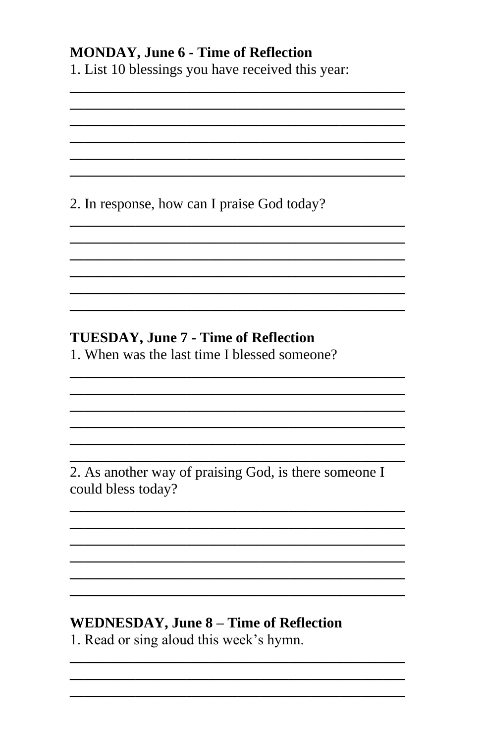**MONDAY, June 6 - Time of Reflection**

1. List 10 blessings you have received this year:

______________________________________________
______________________________________________
______________________________________________
______________________________________________
______________________________________________
______________________________________________

2. In response, how can I praise God today?

______________________________________________
______________________________________________
______________________________________________
______________________________________________
______________________________________________
______________________________________________

**TUESDAY, June 7 - Time of Reflection**

1. When was the last time I blessed someone?

______________________________________________
______________________________________________
______________________________________________
______________________________________________
______________________________________________
______________________________________________

2. As another way of praising God, is there someone I could bless today?

______________________________________________
______________________________________________
______________________________________________
______________________________________________
______________________________________________
______________________________________________

**WEDNESDAY, June 8 – Time of Reflection**

1. Read or sing aloud this week's hymn.

______________________________________________
______________________________________________
______________________________________________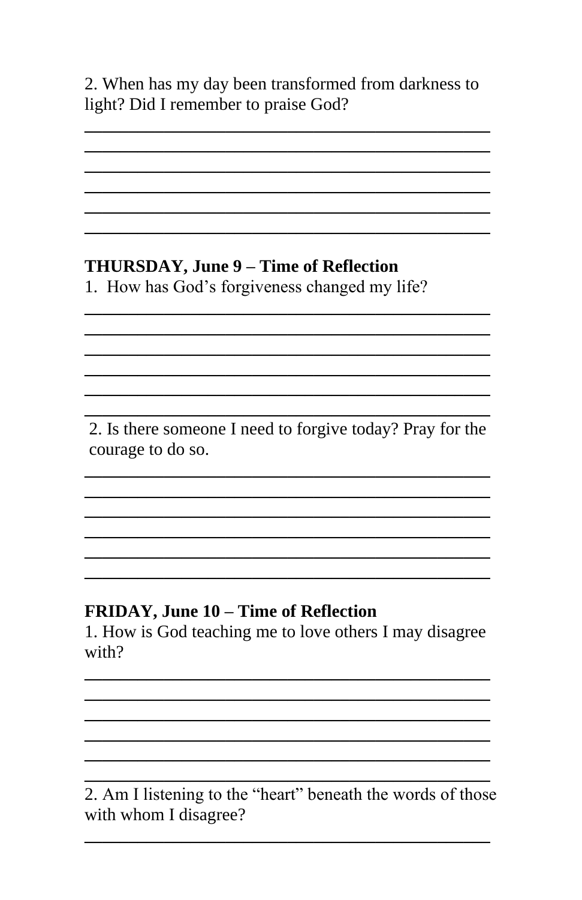2. When has my day been transformed from darkness to light? Did I remember to praise God?

______________________________________________
______________________________________________
______________________________________________
______________________________________________
______________________________________________
______________________________________________

**THURSDAY, June 9 – Time of Reflection**

1. How has God's forgiveness changed my life?

______________________________________________
______________________________________________
______________________________________________
______________________________________________
______________________________________________
______________________________________________

2. Is there someone I need to forgive today? Pray for the courage to do so.

______________________________________________
______________________________________________
______________________________________________
______________________________________________
______________________________________________
______________________________________________

**FRIDAY, June 10 – Time of Reflection**

1. How is God teaching me to love others I may disagree with?

______________________________________________
______________________________________________
______________________________________________
______________________________________________
______________________________________________
______________________________________________

2. Am I listening to the "heart" beneath the words of those with whom I disagree?

______________________________________________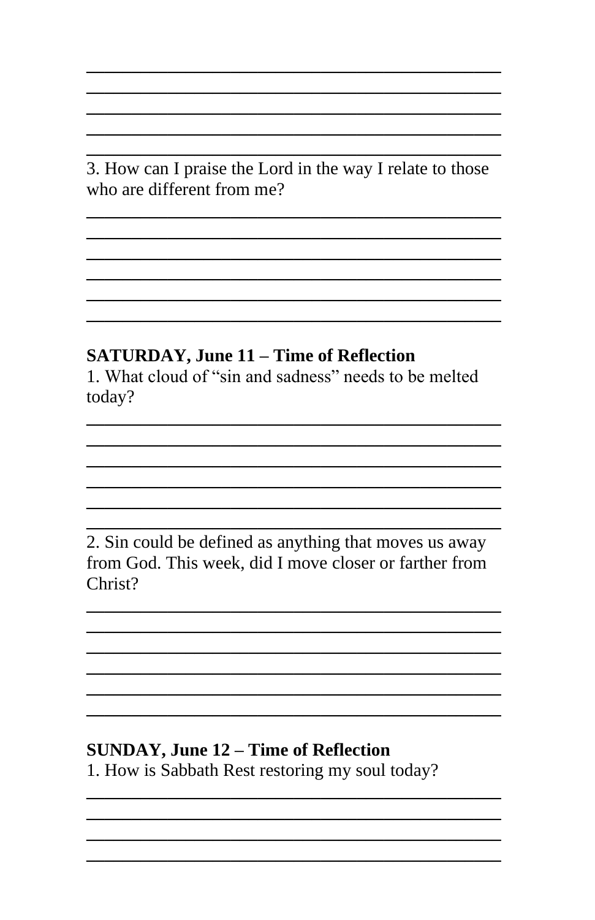3. How can I praise the Lord in the way I relate to those who are different from me?

**SATURDAY, June 11 – Time of Reflection**

1. What cloud of "sin and sadness" needs to be melted today?

2. Sin could be defined as anything that moves us away from God. This week, did I move closer or farther from Christ?

**SUNDAY, June 12 – Time of Reflection**

1. How is Sabbath Rest restoring my soul today?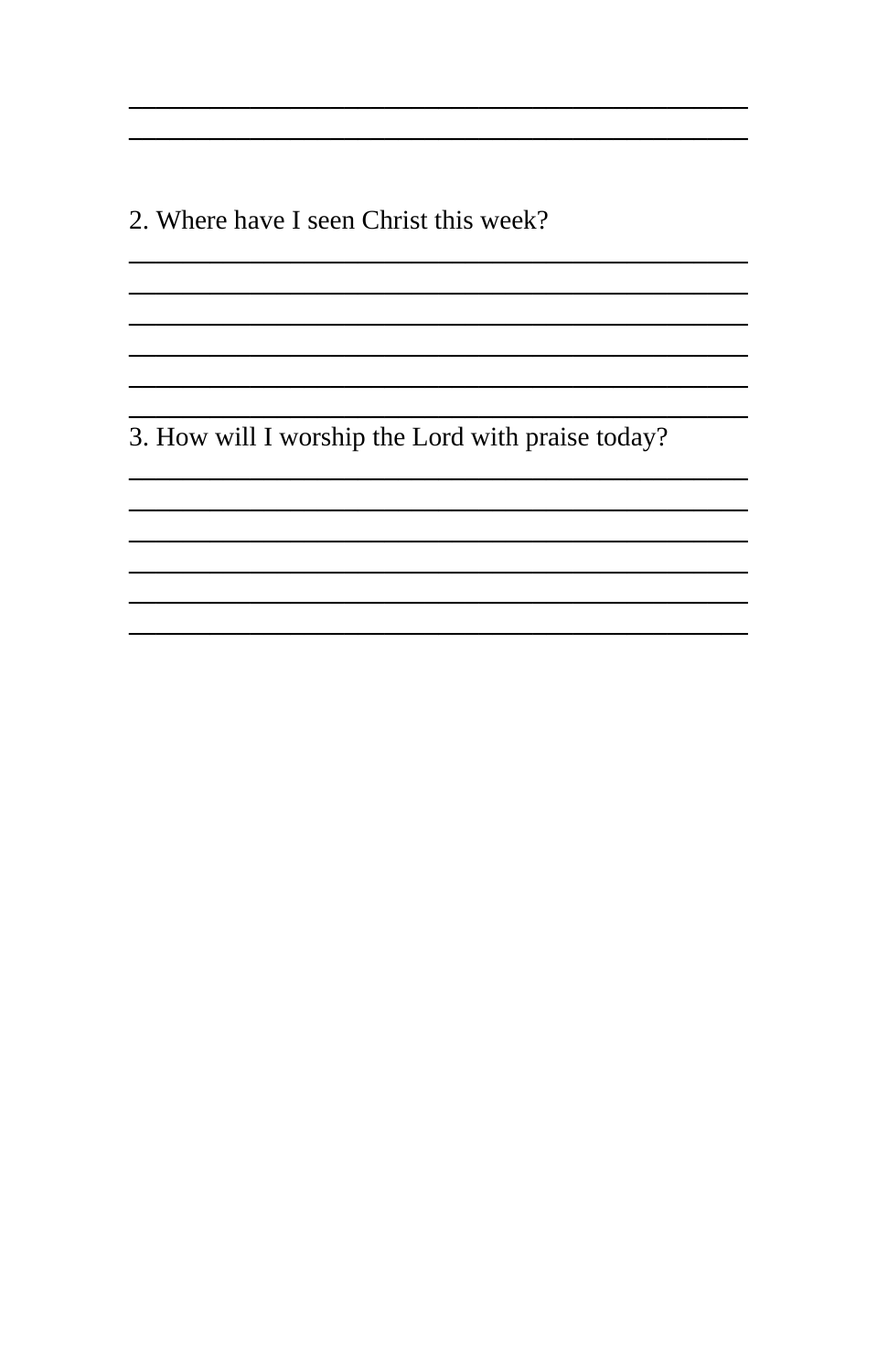2. Where have I seen Christ this week?

3. How will I worship the Lord with praise today?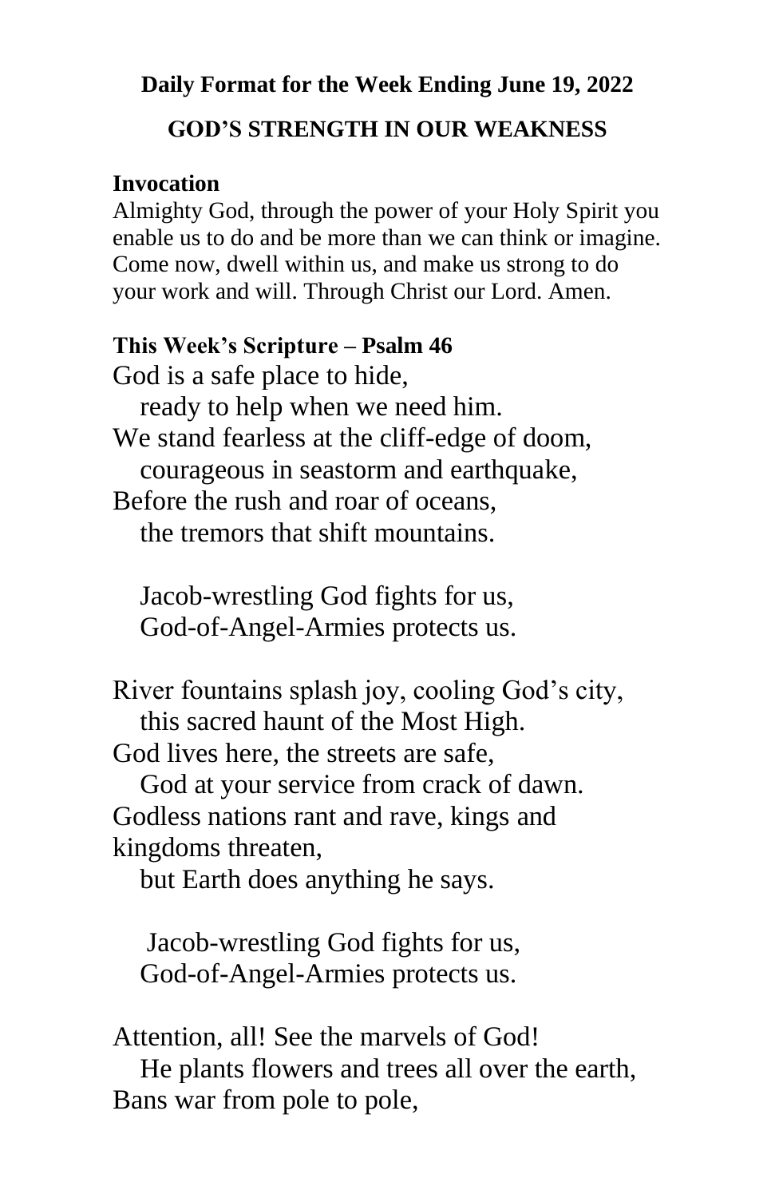**Daily Format for the Week Ending June 19, 2022**

**GOD'S STRENGTH IN OUR WEAKNESS**

**Invocation**

Almighty God, through the power of your Holy Spirit you enable us to do and be more than we can think or imagine. Come now, dwell within us, and make us strong to do your work and will. Through Christ our Lord. Amen.

**This Week's Scripture – Psalm 46**

God is a safe place to hide,  
   ready to help when we need him.  
We stand fearless at the cliff-edge of doom,  
   courageous in seastorm and earthquake,  
Before the rush and roar of oceans,  
   the tremors that shift mountains.

   Jacob-wrestling God fights for us,  
   God-of-Angel-Armies protects us.

River fountains splash joy, cooling God's city,  
   this sacred haunt of the Most High.  
God lives here, the streets are safe,  
   God at your service from crack of dawn.  
Godless nations rant and rave, kings and kingdoms threaten,  
   but Earth does anything he says.

   Jacob-wrestling God fights for us,  
   God-of-Angel-Armies protects us.

Attention, all! See the marvels of God!  
   He plants flowers and trees all over the earth,  
Bans war from pole to pole,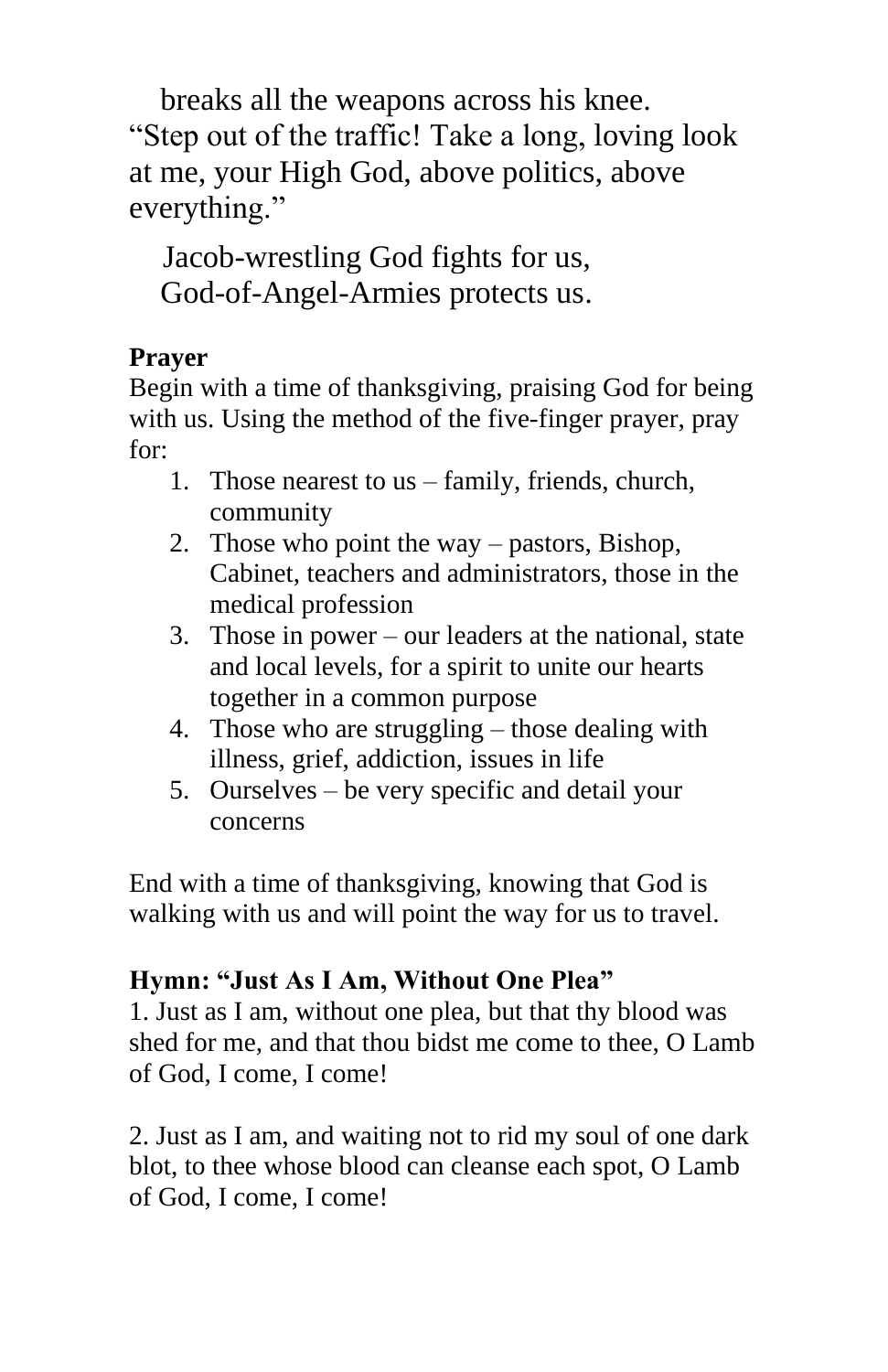breaks all the weapons across his knee.
"Step out of the traffic! Take a long, loving look at me, your High God, above politics, above everything."

Jacob-wrestling God fights for us,
God-of-Angel-Armies protects us.

**Prayer**

Begin with a time of thanksgiving, praising God for being with us. Using the method of the five-finger prayer, pray for:

1. Those nearest to us – family, friends, church, community
2. Those who point the way – pastors, Bishop, Cabinet, teachers and administrators, those in the medical profession
3. Those in power – our leaders at the national, state and local levels, for a spirit to unite our hearts together in a common purpose
4. Those who are struggling – those dealing with illness, grief, addiction, issues in life
5. Ourselves – be very specific and detail your concerns

End with a time of thanksgiving, knowing that God is walking with us and will point the way for us to travel.

**Hymn: "Just As I Am, Without One Plea"**

1. Just as I am, without one plea, but that thy blood was shed for me, and that thou bidst me come to thee, O Lamb of God, I come, I come!

2. Just as I am, and waiting not to rid my soul of one dark blot, to thee whose blood can cleanse each spot, O Lamb of God, I come, I come!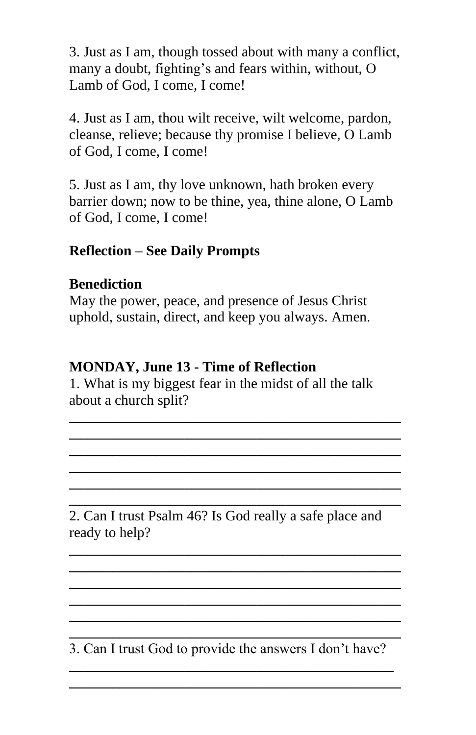3. Just as I am, though tossed about with many a conflict, many a doubt, fighting's and fears within, without, O Lamb of God, I come, I come!

4. Just as I am, thou wilt receive, wilt welcome, pardon, cleanse, relieve; because thy promise I believe, O Lamb of God, I come, I come!

5. Just as I am, thy love unknown, hath broken every barrier down; now to be thine, yea, thine alone, O Lamb of God, I come, I come!

**Reflection – See Daily Prompts**

**Benediction**
May the power, peace, and presence of Jesus Christ uphold, sustain, direct, and keep you always. Amen.

**MONDAY, June 13 - Time of Reflection**

1. What is my biggest fear in the midst of all the talk about a church split?

______________________________________________
______________________________________________
______________________________________________
______________________________________________
______________________________________________
______________________________________________

2. Can I trust Psalm 46? Is God really a safe place and ready to help?

______________________________________________
______________________________________________
______________________________________________
______________________________________________
______________________________________________
______________________________________________

3. Can I trust God to provide the answers I don't have?

______________________________________________
______________________________________________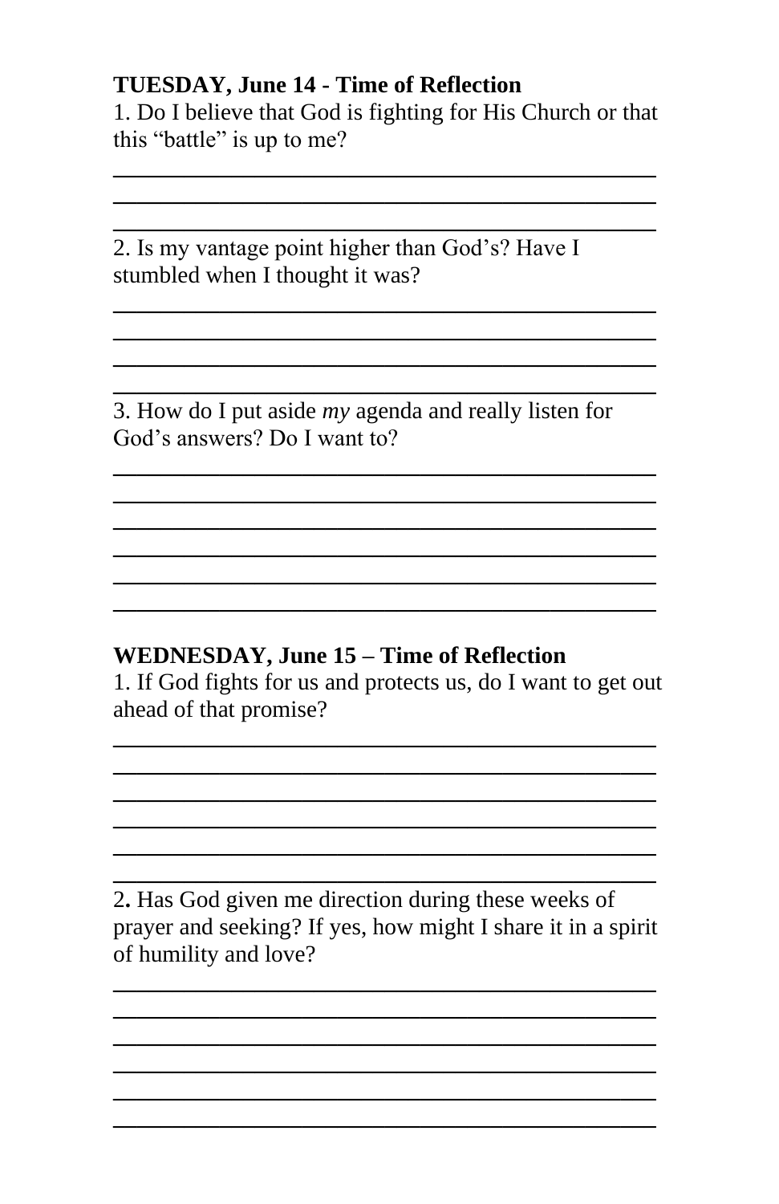**TUESDAY, June 14 - Time of Reflection**

1. Do I believe that God is fighting for His Church or that this "battle" is up to me?

___________________________________________
___________________________________________
___________________________________________

2. Is my vantage point higher than God's? Have I stumbled when I thought it was?

___________________________________________
___________________________________________
___________________________________________
___________________________________________

3. How do I put aside *my* agenda and really listen for God's answers? Do I want to?

___________________________________________
___________________________________________
___________________________________________
___________________________________________
___________________________________________
___________________________________________

**WEDNESDAY, June 15 – Time of Reflection**

1. If God fights for us and protects us, do I want to get out ahead of that promise?

___________________________________________
___________________________________________
___________________________________________
___________________________________________
___________________________________________
___________________________________________

2**.** Has God given me direction during these weeks of prayer and seeking? If yes, how might I share it in a spirit of humility and love?

___________________________________________
___________________________________________
___________________________________________
___________________________________________
___________________________________________
___________________________________________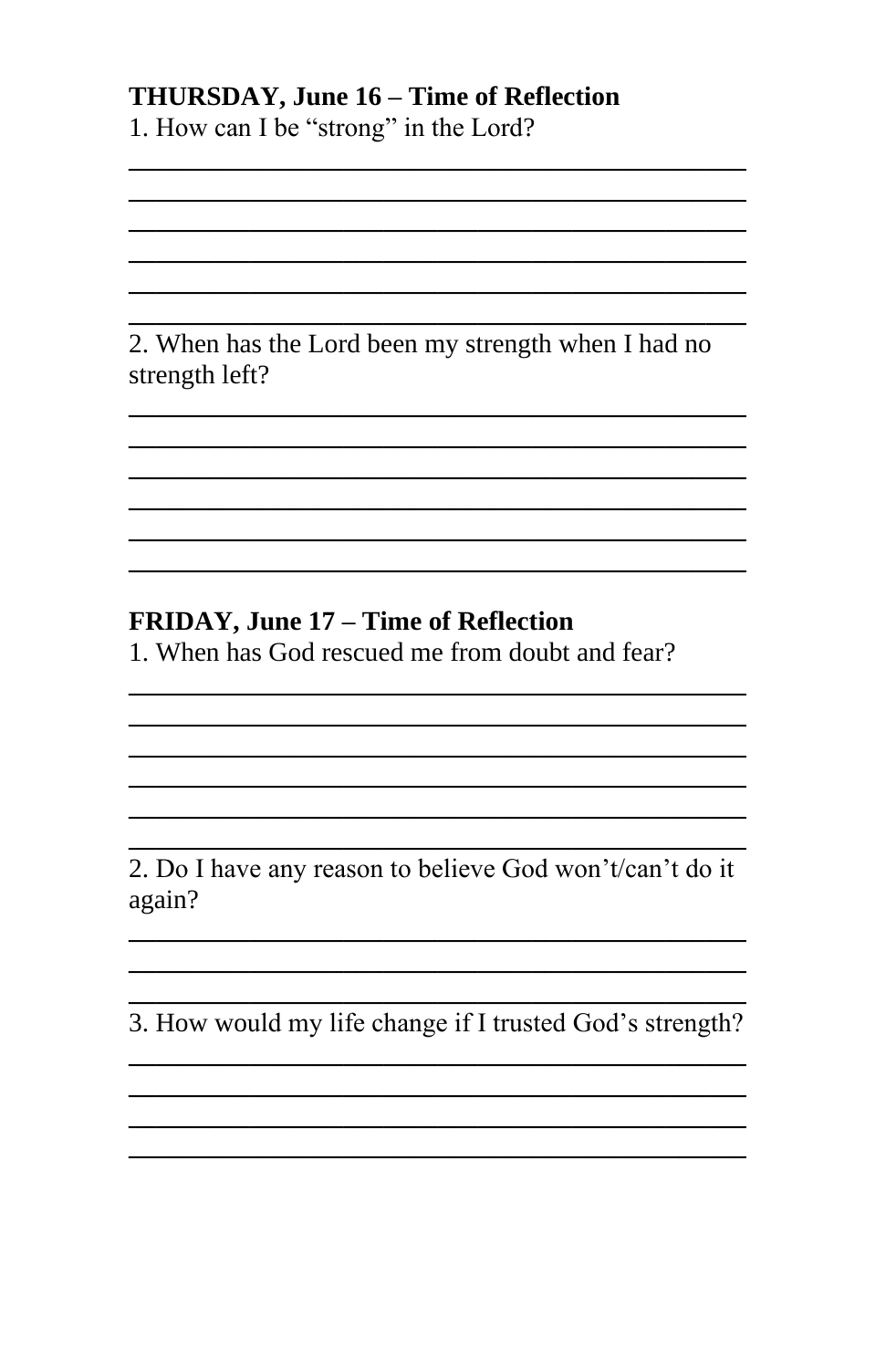**THURSDAY, June 16 – Time of Reflection**

1. How can I be "strong" in the Lord?

______________________________________________
______________________________________________
______________________________________________
______________________________________________
______________________________________________
______________________________________________

2. When has the Lord been my strength when I had no strength left?

______________________________________________
______________________________________________
______________________________________________
______________________________________________
______________________________________________
______________________________________________

**FRIDAY, June 17 – Time of Reflection**

1. When has God rescued me from doubt and fear?

______________________________________________
______________________________________________
______________________________________________
______________________________________________
______________________________________________
______________________________________________

2. Do I have any reason to believe God won't/can't do it again?

______________________________________________
______________________________________________
______________________________________________

3. How would my life change if I trusted God's strength?

______________________________________________
______________________________________________
______________________________________________
______________________________________________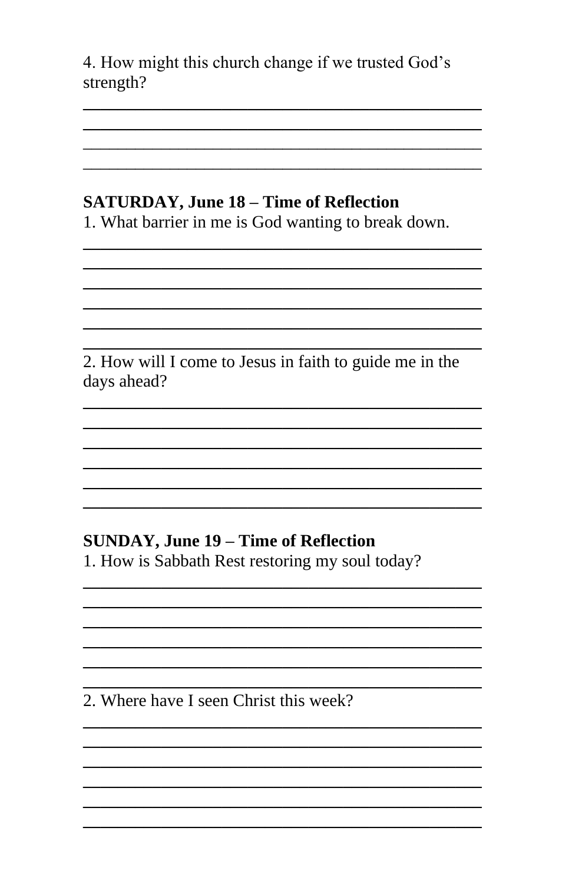4. How might this church change if we trusted God's strength?

______________________________________________
______________________________________________
______________________________________________
______________________________________________

**SATURDAY, June 18 – Time of Reflection**

1. What barrier in me is God wanting to break down.

______________________________________________
______________________________________________
______________________________________________
______________________________________________
______________________________________________
______________________________________________

2. How will I come to Jesus in faith to guide me in the days ahead?

______________________________________________
______________________________________________
______________________________________________
______________________________________________
______________________________________________
______________________________________________

**SUNDAY, June 19 – Time of Reflection**

1. How is Sabbath Rest restoring my soul today?

______________________________________________
______________________________________________
______________________________________________
______________________________________________
______________________________________________
______________________________________________

2. Where have I seen Christ this week?

______________________________________________
______________________________________________
______________________________________________
______________________________________________
______________________________________________
______________________________________________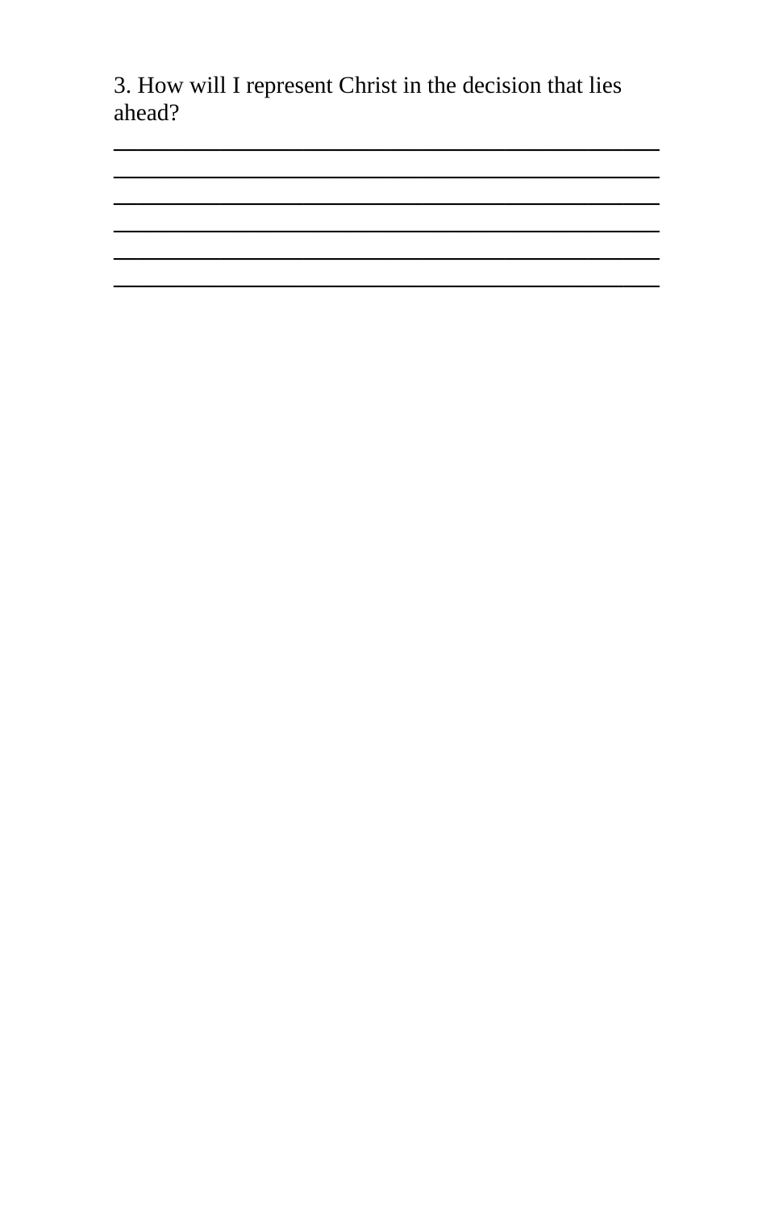3. How will I represent Christ in the decision that lies ahead?

______________________________________________

______________________________________________

______________________________________________

______________________________________________

______________________________________________

______________________________________________